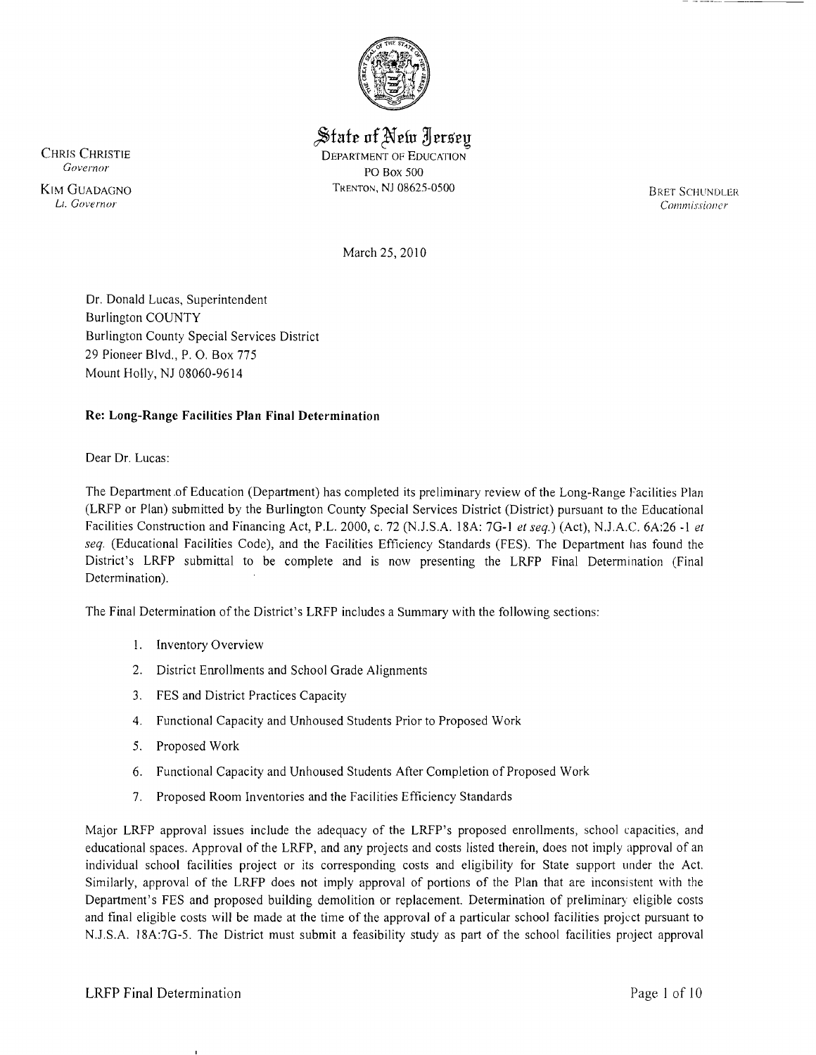# State of New Jersey

DEPARTMENT OF EDUCATION
PO Box 500
TRENTON, NJ 08625-0500

CHRIS CHRISTIE
*Governor*

KIM GUADAGNO
*Lt. Governor*

BRET SCHUNDLER
*Commissioner*

March 25, 2010

Dr. Donald Lucas, Superintendent
Burlington COUNTY
Burlington County Special Services District
29 Pioneer Blvd., P. O. Box 775
Mount Holly, NJ 08060-9614

**Re: Long-Range Facilities Plan Final Determination**

Dear Dr. Lucas:

The Department of Education (Department) has completed its preliminary review of the Long-Range Facilities Plan (LRFP or Plan) submitted by the Burlington County Special Services District (District) pursuant to the Educational Facilities Construction and Financing Act, P.L. 2000, c. 72 (N.J.S.A. 18A: 7G-1 *et seq.*) (Act), N.J.A.C. 6A:26 -1 *et seq.* (Educational Facilities Code), and the Facilities Efficiency Standards (FES). The Department has found the District's LRFP submittal to be complete and is now presenting the LRFP Final Determination (Final Determination).

The Final Determination of the District's LRFP includes a Summary with the following sections:

1. Inventory Overview
2. District Enrollments and School Grade Alignments
3. FES and District Practices Capacity
4. Functional Capacity and Unhoused Students Prior to Proposed Work
5. Proposed Work
6. Functional Capacity and Unhoused Students After Completion of Proposed Work
7. Proposed Room Inventories and the Facilities Efficiency Standards

Major LRFP approval issues include the adequacy of the LRFP's proposed enrollments, school capacities, and educational spaces. Approval of the LRFP, and any projects and costs listed therein, does not imply approval of an individual school facilities project or its corresponding costs and eligibility for State support under the Act. Similarly, approval of the LRFP does not imply approval of portions of the Plan that are inconsistent with the Department's FES and proposed building demolition or replacement. Determination of preliminary eligible costs and final eligible costs will be made at the time of the approval of a particular school facilities project pursuant to N.J.S.A. 18A:7G-5. The District must submit a feasibility study as part of the school facilities project approval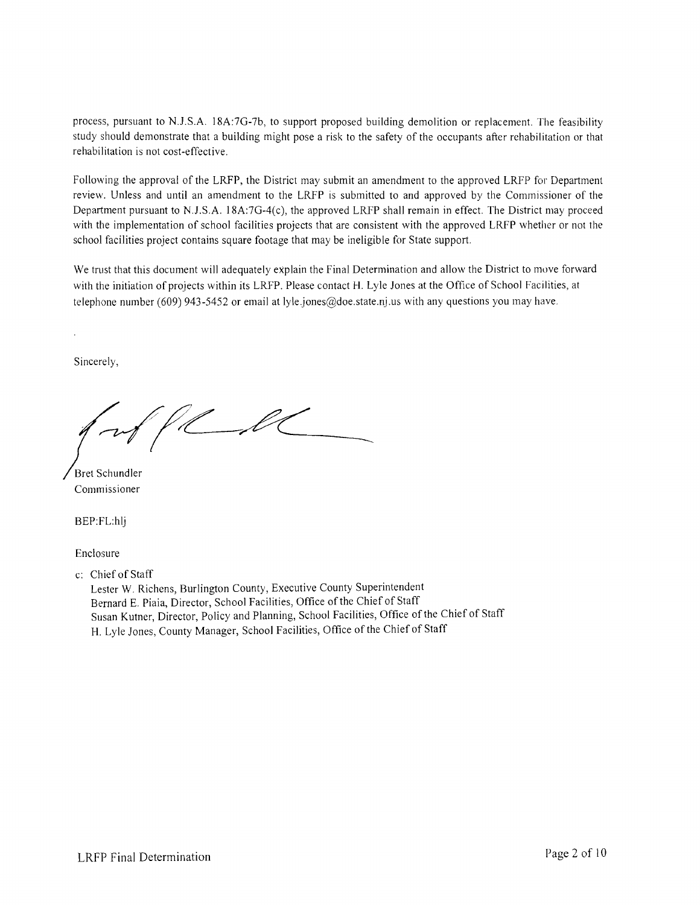process, pursuant to N.J.S.A. 18A:7G-7b, to support proposed building demolition or replacement. The feasibility study should demonstrate that a building might pose a risk to the safety of the occupants after rehabilitation or that rehabilitation is not cost-effective.

Following the approval of the LRFP, the District may submit an amendment to the approved LRFP for Department review. Unless and until an amendment to the LRFP is submitted to and approved by the Commissioner of the Department pursuant to N.J.S.A. 18A:7G-4(c), the approved LRFP shall remain in effect. The District may proceed with the implementation of school facilities projects that are consistent with the approved LRFP whether or not the school facilities project contains square footage that may be ineligible for State support.

We trust that this document will adequately explain the Final Determination and allow the District to move forward with the initiation of projects within its LRFP. Please contact H. Lyle Jones at the Office of School Facilities, at telephone number (609) 943-5452 or email at lyle.jones@doe.state.nj.us with any questions you may have.

Sincerely,

Bret Schundler
Commissioner

BEP:FL:hlj

Enclosure

c: Chief of Staff
Lester W. Richens, Burlington County, Executive County Superintendent
Bernard E. Piaia, Director, School Facilities, Office of the Chief of Staff
Susan Kutner, Director, Policy and Planning, School Facilities, Office of the Chief of Staff
H. Lyle Jones, County Manager, School Facilities, Office of the Chief of Staff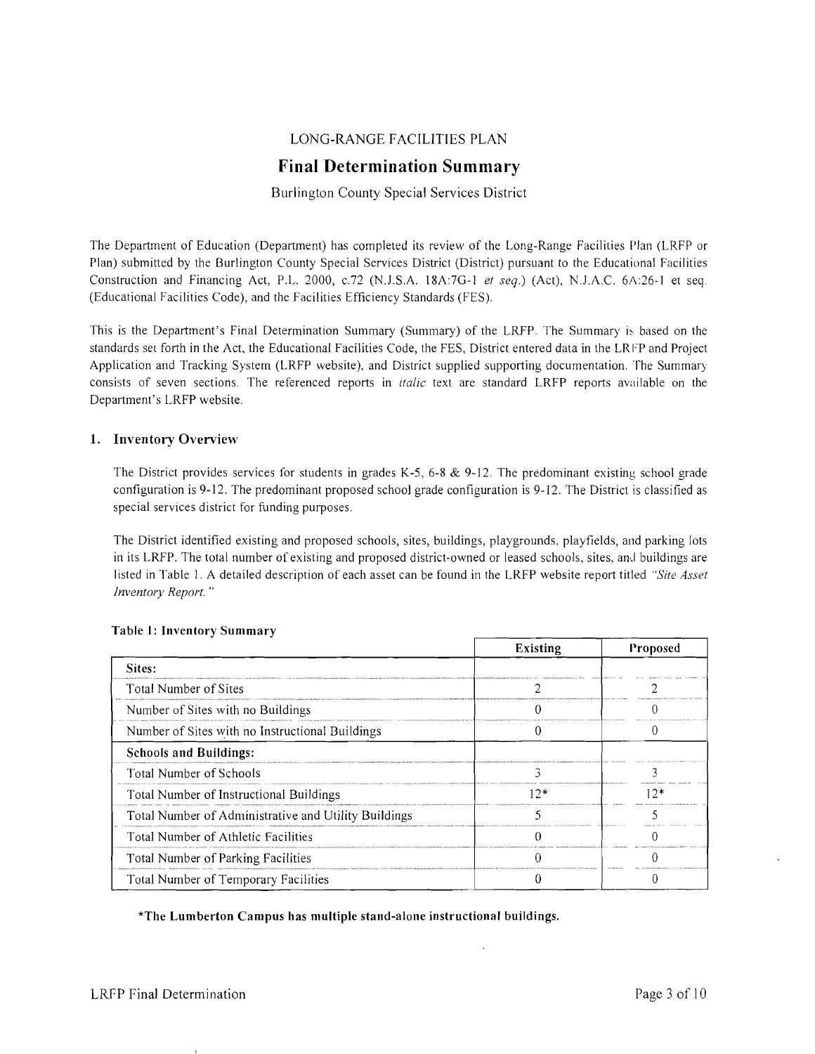LONG-RANGE FACILITIES PLAN

# Final Determination Summary

Burlington County Special Services District

The Department of Education (Department) has completed its review of the Long-Range Facilities Plan (LRFP or Plan) submitted by the Burlington County Special Services District (District) pursuant to the Educational Facilities Construction and Financing Act, P.L. 2000, c.72 (N.J.S.A. 18A:7G-1 *et seq.*) (Act), N.J.A.C. 6A:26-1 et seq. (Educational Facilities Code), and the Facilities Efficiency Standards (FES).

This is the Department's Final Determination Summary (Summary) of the LRFP. The Summary is based on the standards set forth in the Act, the Educational Facilities Code, the FES, District entered data in the LRFP and Project Application and Tracking System (LRFP website), and District supplied supporting documentation. The Summary consists of seven sections. The referenced reports in *italic* text are standard LRFP reports available on the Department's LRFP website.

## 1. Inventory Overview

The District provides services for students in grades K-5, 6-8 & 9-12. The predominant existing school grade configuration is 9-12. The predominant proposed school grade configuration is 9-12. The District is classified as special services district for funding purposes.

The District identified existing and proposed schools, sites, buildings, playgrounds, playfields, and parking lots in its LRFP. The total number of existing and proposed district-owned or leased schools, sites, and buildings are listed in Table 1. A detailed description of each asset can be found in the LRFP website report titled *"Site Asset Inventory Report."*

**Table 1: Inventory Summary**

| | Existing | Proposed |
|---|---|---|
| **Sites:** | | |
| Total Number of Sites | 2 | 2 |
| Number of Sites with no Buildings | 0 | 0 |
| Number of Sites with no Instructional Buildings | 0 | 0 |
| **Schools and Buildings:** | | |
| Total Number of Schools | 3 | 3 |
| Total Number of Instructional Buildings | 12* | 12* |
| Total Number of Administrative and Utility Buildings | 5 | 5 |
| Total Number of Athletic Facilities | 0 | 0 |
| Total Number of Parking Facilities | 0 | 0 |
| Total Number of Temporary Facilities | 0 | 0 |

**\*The Lumberton Campus has multiple stand-alone instructional buildings.**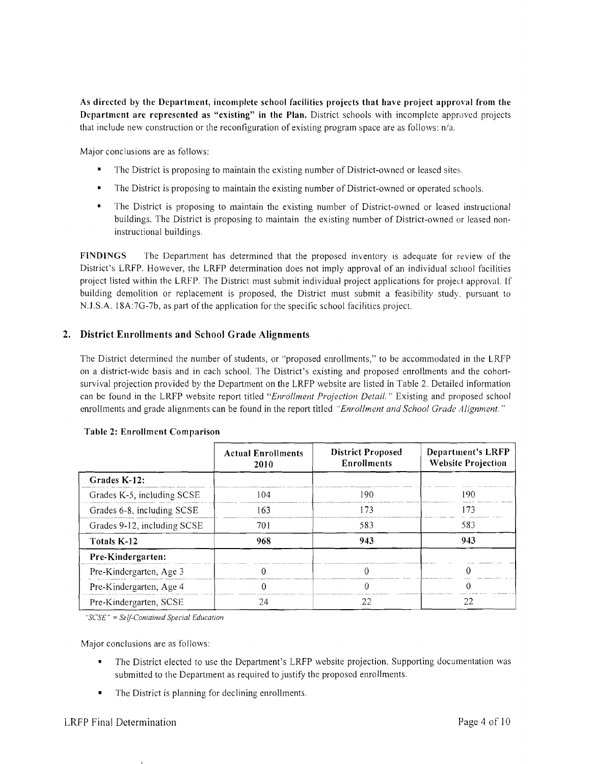**As directed by the Department, incomplete school facilities projects that have project approval from the Department are represented as "existing" in the Plan.** District schools with incomplete approved projects that include new construction or the reconfiguration of existing program space are as follows: n/a.

Major conclusions are as follows:

- The District is proposing to maintain the existing number of District-owned or leased sites.
- The District is proposing to maintain the existing number of District-owned or operated schools.
- The District is proposing to maintain the existing number of District-owned or leased instructional buildings. The District is proposing to maintain the existing number of District-owned or leased non-instructional buildings.

**FINDINGS** The Department has determined that the proposed inventory is adequate for review of the District's LRFP. However, the LRFP determination does not imply approval of an individual school facilities project listed within the LRFP. The District must submit individual project applications for project approval. If building demolition or replacement is proposed, the District must submit a feasibility study, pursuant to N.J.S.A. 18A:7G-7b, as part of the application for the specific school facilities project.

## 2. District Enrollments and School Grade Alignments

The District determined the number of students, or "proposed enrollments," to be accommodated in the LRFP on a district-wide basis and in each school. The District's existing and proposed enrollments and the cohort-survival projection provided by the Department on the LRFP website are listed in Table 2. Detailed information can be found in the LRFP website report titled "*Enrollment Projection Detail.*" Existing and proposed school enrollments and grade alignments can be found in the report titled "*Enrollment and School Grade Alignment.*"

**Table 2: Enrollment Comparison**

| | Actual Enrollments 2010 | District Proposed Enrollments | Department's LRFP Website Projection |
|---|---|---|---|
| **Grades K-12:** | | | |
| Grades K-5, including SCSE | 104 | 190 | 190 |
| Grades 6-8, including SCSE | 163 | 173 | 173 |
| Grades 9-12, including SCSE | 701 | 583 | 583 |
| **Totals K-12** | **968** | **943** | **943** |
| **Pre-Kindergarten:** | | | |
| Pre-Kindergarten, Age 3 | 0 | 0 | 0 |
| Pre-Kindergarten, Age 4 | 0 | 0 | 0 |
| Pre-Kindergarten, SCSE | 24 | 22 | 22 |

*"SCSE" = Self-Contained Special Education*

Major conclusions are as follows:

- The District elected to use the Department's LRFP website projection. Supporting documentation was submitted to the Department as required to justify the proposed enrollments.
- The District is planning for declining enrollments.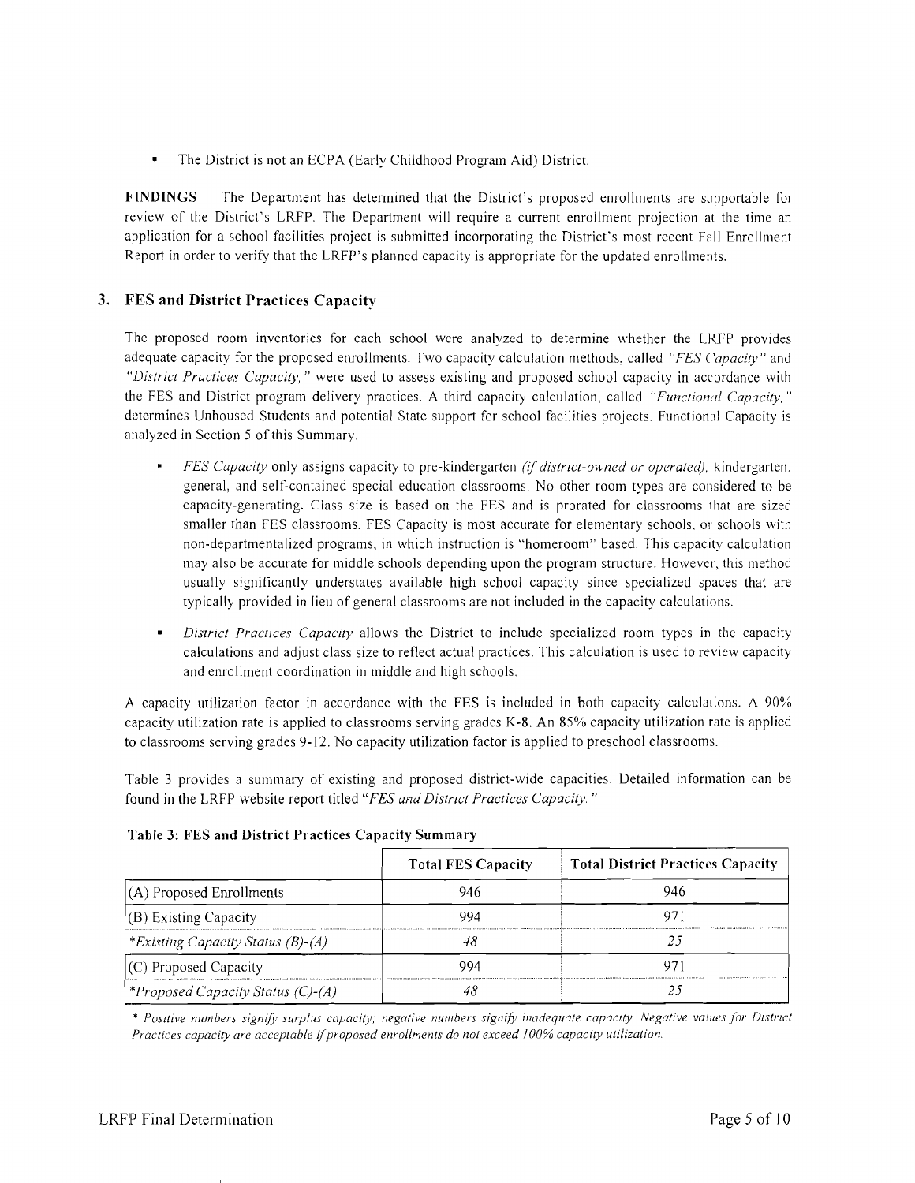- The District is not an ECPA (Early Childhood Program Aid) District.

**FINDINGS** The Department has determined that the District's proposed enrollments are supportable for review of the District's LRFP. The Department will require a current enrollment projection at the time an application for a school facilities project is submitted incorporating the District's most recent Fall Enrollment Report in order to verify that the LRFP's planned capacity is appropriate for the updated enrollments.

## 3. FES and District Practices Capacity

The proposed room inventories for each school were analyzed to determine whether the LRFP provides adequate capacity for the proposed enrollments. Two capacity calculation methods, called *"FES Capacity"* and *"District Practices Capacity,"* were used to assess existing and proposed school capacity in accordance with the FES and District program delivery practices. A third capacity calculation, called *"Functional Capacity,"* determines Unhoused Students and potential State support for school facilities projects. Functional Capacity is analyzed in Section 5 of this Summary.

- *FES Capacity* only assigns capacity to pre-kindergarten *(if district-owned or operated),* kindergarten, general, and self-contained special education classrooms. No other room types are considered to be capacity-generating. Class size is based on the FES and is prorated for classrooms that are sized smaller than FES classrooms. FES Capacity is most accurate for elementary schools, or schools with non-departmentalized programs, in which instruction is "homeroom" based. This capacity calculation may also be accurate for middle schools depending upon the program structure. However, this method usually significantly understates available high school capacity since specialized spaces that are typically provided in lieu of general classrooms are not included in the capacity calculations.
- *District Practices Capacity* allows the District to include specialized room types in the capacity calculations and adjust class size to reflect actual practices. This calculation is used to review capacity and enrollment coordination in middle and high schools.

A capacity utilization factor in accordance with the FES is included in both capacity calculations. A 90% capacity utilization rate is applied to classrooms serving grades K-8. An 85% capacity utilization rate is applied to classrooms serving grades 9-12. No capacity utilization factor is applied to preschool classrooms.

Table 3 provides a summary of existing and proposed district-wide capacities. Detailed information can be found in the LRFP website report titled *"FES and District Practices Capacity."*

**Table 3: FES and District Practices Capacity Summary**

| | Total FES Capacity | Total District Practices Capacity |
|---|---|---|
| (A) Proposed Enrollments | 946 | 946 |
| (B) Existing Capacity | 994 | 971 |
| *\*Existing Capacity Status (B)-(A)* | *48* | *25* |
| (C) Proposed Capacity | 994 | 971 |
| *\*Proposed Capacity Status (C)-(A)* | *48* | *25* |

*\* Positive numbers signify surplus capacity; negative numbers signify inadequate capacity. Negative values for District Practices capacity are acceptable if proposed enrollments do not exceed 100% capacity utilization.*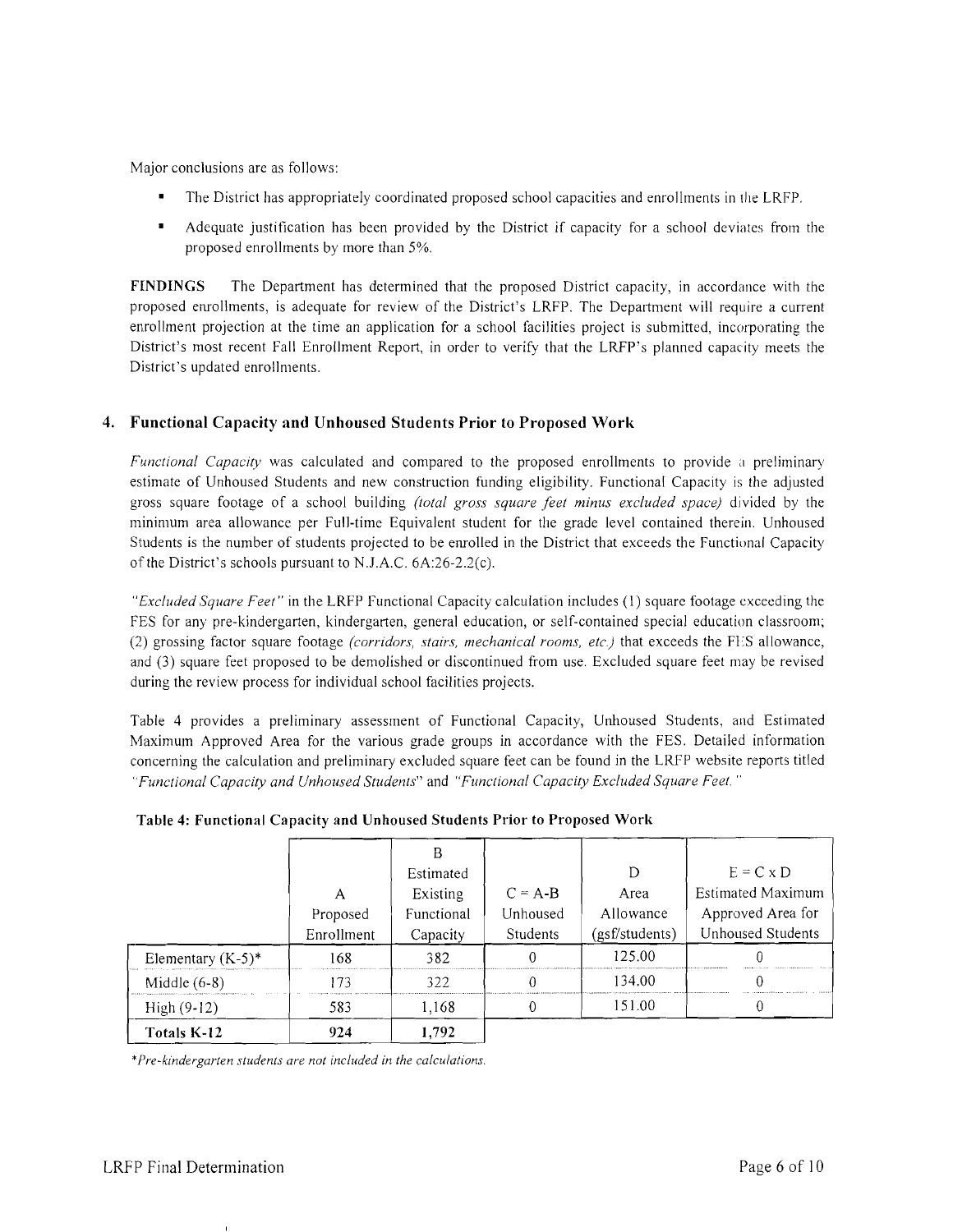Major conclusions are as follows:

- The District has appropriately coordinated proposed school capacities and enrollments in the LRFP.
- Adequate justification has been provided by the District if capacity for a school deviates from the proposed enrollments by more than 5%.

**FINDINGS** The Department has determined that the proposed District capacity, in accordance with the proposed enrollments, is adequate for review of the District's LRFP. The Department will require a current enrollment projection at the time an application for a school facilities project is submitted, incorporating the District's most recent Fall Enrollment Report, in order to verify that the LRFP's planned capacity meets the District's updated enrollments.

## 4. Functional Capacity and Unhoused Students Prior to Proposed Work

*Functional Capacity* was calculated and compared to the proposed enrollments to provide a preliminary estimate of Unhoused Students and new construction funding eligibility. Functional Capacity is the adjusted gross square footage of a school building *(total gross square feet minus excluded space)* divided by the minimum area allowance per Full-time Equivalent student for the grade level contained therein. Unhoused Students is the number of students projected to be enrolled in the District that exceeds the Functional Capacity of the District's schools pursuant to N.J.A.C. 6A:26-2.2(c).

*"Excluded Square Feet"* in the LRFP Functional Capacity calculation includes (1) square footage exceeding the FES for any pre-kindergarten, kindergarten, general education, or self-contained special education classroom; (2) grossing factor square footage *(corridors, stairs, mechanical rooms, etc.)* that exceeds the FES allowance, and (3) square feet proposed to be demolished or discontinued from use. Excluded square feet may be revised during the review process for individual school facilities projects.

Table 4 provides a preliminary assessment of Functional Capacity, Unhoused Students, and Estimated Maximum Approved Area for the various grade groups in accordance with the FES. Detailed information concerning the calculation and preliminary excluded square feet can be found in the LRFP website reports titled *"Functional Capacity and Unhoused Students"* and *"Functional Capacity Excluded Square Feet."*

**Table 4: Functional Capacity and Unhoused Students Prior to Proposed Work**

| | A Proposed Enrollment | B Estimated Existing Functional Capacity | C = A-B Unhoused Students | D Area Allowance (gsf/students) | E = C x D Estimated Maximum Approved Area for Unhoused Students |
|---|---|---|---|---|---|
| Elementary (K-5)* | 168 | 382 | 0 | 125.00 | 0 |
| Middle (6-8) | 173 | 322 | 0 | 134.00 | 0 |
| High (9-12) | 583 | 1,168 | 0 | 151.00 | 0 |
| **Totals K-12** | **924** | **1,792** | | | |

**Pre-kindergarten students are not included in the calculations.*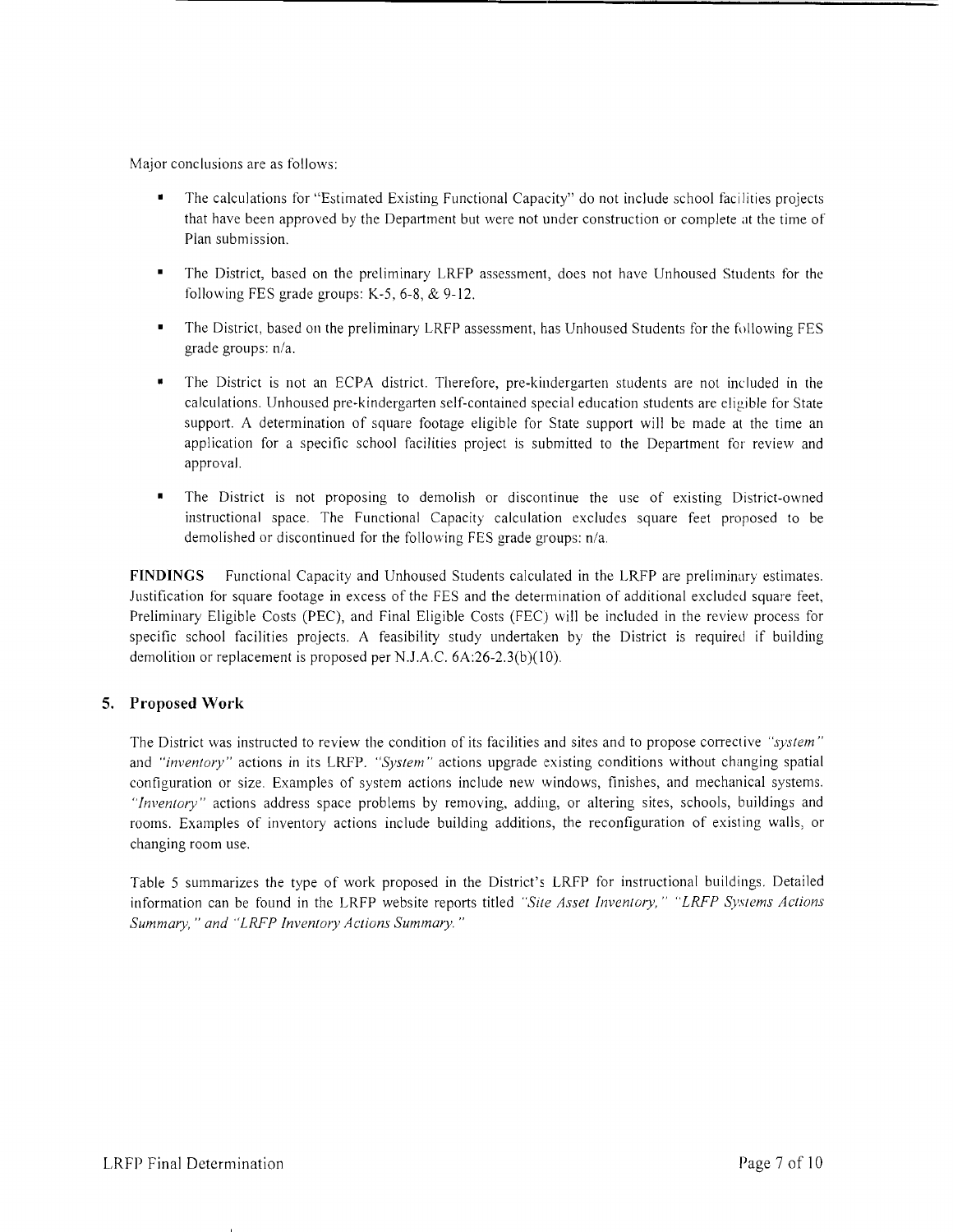Major conclusions are as follows:

- The calculations for "Estimated Existing Functional Capacity" do not include school facilities projects that have been approved by the Department but were not under construction or complete at the time of Plan submission.
- The District, based on the preliminary LRFP assessment, does not have Unhoused Students for the following FES grade groups: K-5, 6-8, & 9-12.
- The District, based on the preliminary LRFP assessment, has Unhoused Students for the following FES grade groups: n/a.
- The District is not an ECPA district. Therefore, pre-kindergarten students are not included in the calculations. Unhoused pre-kindergarten self-contained special education students are eligible for State support. A determination of square footage eligible for State support will be made at the time an application for a specific school facilities project is submitted to the Department for review and approval.
- The District is not proposing to demolish or discontinue the use of existing District-owned instructional space. The Functional Capacity calculation excludes square feet proposed to be demolished or discontinued for the following FES grade groups: n/a.

**FINDINGS** Functional Capacity and Unhoused Students calculated in the LRFP are preliminary estimates. Justification for square footage in excess of the FES and the determination of additional excluded square feet, Preliminary Eligible Costs (PEC), and Final Eligible Costs (FEC) will be included in the review process for specific school facilities projects. A feasibility study undertaken by the District is required if building demolition or replacement is proposed per N.J.A.C. 6A:26-2.3(b)(10).

## 5. Proposed Work

The District was instructed to review the condition of its facilities and sites and to propose corrective *"system"* and *"inventory"* actions in its LRFP. *"System"* actions upgrade existing conditions without changing spatial configuration or size. Examples of system actions include new windows, finishes, and mechanical systems. *"Inventory"* actions address space problems by removing, adding, or altering sites, schools, buildings and rooms. Examples of inventory actions include building additions, the reconfiguration of existing walls, or changing room use.

Table 5 summarizes the type of work proposed in the District's LRFP for instructional buildings. Detailed information can be found in the LRFP website reports titled *"Site Asset Inventory," "LRFP Systems Actions Summary," and "LRFP Inventory Actions Summary."*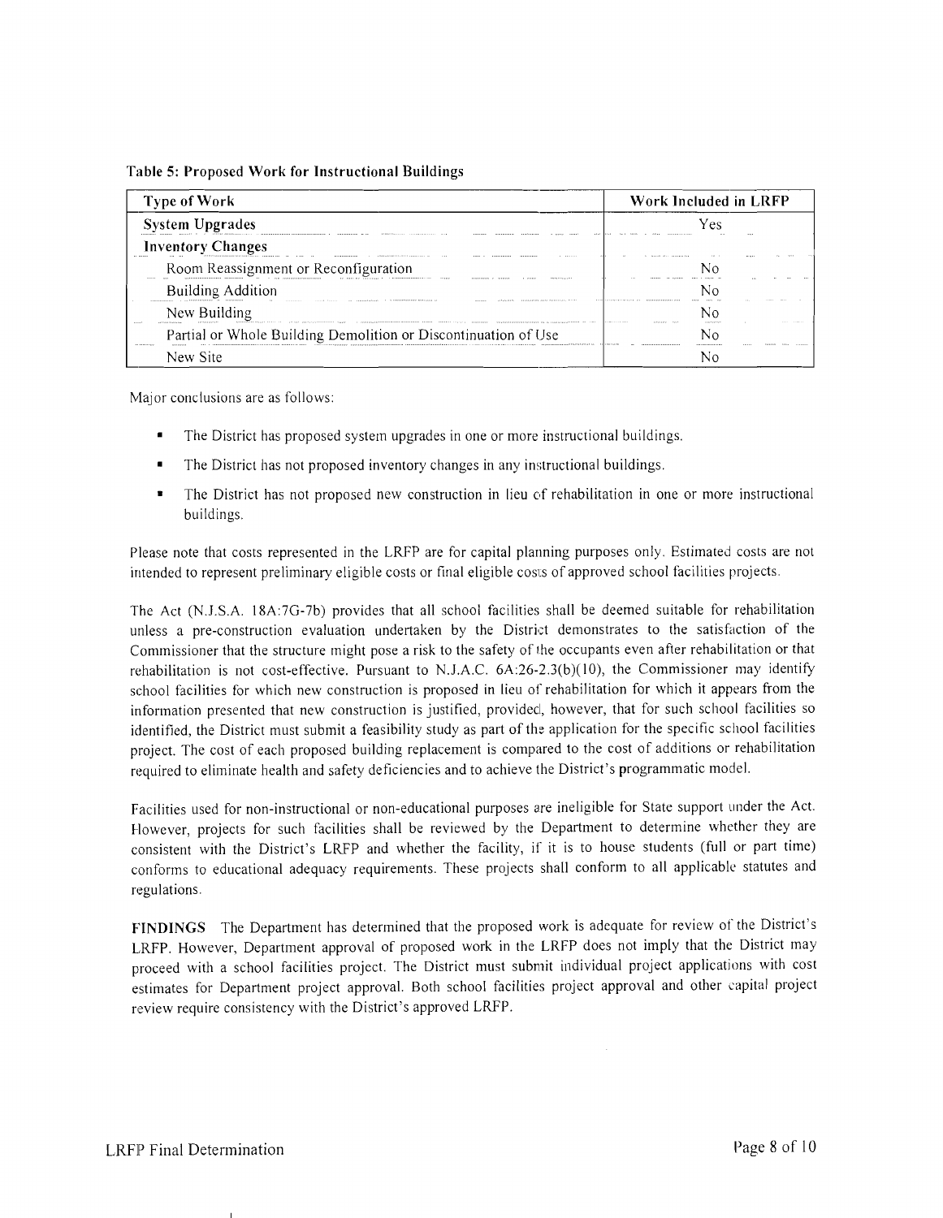**Table 5: Proposed Work for Instructional Buildings**

| Type of Work | Work Included in LRFP |
| --- | --- |
| **System Upgrades** | Yes |
| **Inventory Changes** | |
| Room Reassignment or Reconfiguration | No |
| Building Addition | No |
| New Building | No |
| Partial or Whole Building Demolition or Discontinuation of Use | No |
| New Site | No |

Major conclusions are as follows:

- The District has proposed system upgrades in one or more instructional buildings.
- The District has not proposed inventory changes in any instructional buildings.
- The District has not proposed new construction in lieu of rehabilitation in one or more instructional buildings.

Please note that costs represented in the LRFP are for capital planning purposes only. Estimated costs are not intended to represent preliminary eligible costs or final eligible costs of approved school facilities projects.

The Act (N.J.S.A. 18A:7G-7b) provides that all school facilities shall be deemed suitable for rehabilitation unless a pre-construction evaluation undertaken by the District demonstrates to the satisfaction of the Commissioner that the structure might pose a risk to the safety of the occupants even after rehabilitation or that rehabilitation is not cost-effective. Pursuant to N.J.A.C. 6A:26-2.3(b)(10), the Commissioner may identify school facilities for which new construction is proposed in lieu of rehabilitation for which it appears from the information presented that new construction is justified, provided, however, that for such school facilities so identified, the District must submit a feasibility study as part of the application for the specific school facilities project. The cost of each proposed building replacement is compared to the cost of additions or rehabilitation required to eliminate health and safety deficiencies and to achieve the District's programmatic model.

Facilities used for non-instructional or non-educational purposes are ineligible for State support under the Act. However, projects for such facilities shall be reviewed by the Department to determine whether they are consistent with the District's LRFP and whether the facility, if it is to house students (full or part time) conforms to educational adequacy requirements. These projects shall conform to all applicable statutes and regulations.

**FINDINGS** The Department has determined that the proposed work is adequate for review of the District's LRFP. However, Department approval of proposed work in the LRFP does not imply that the District may proceed with a school facilities project. The District must submit individual project applications with cost estimates for Department project approval. Both school facilities project approval and other capital project review require consistency with the District's approved LRFP.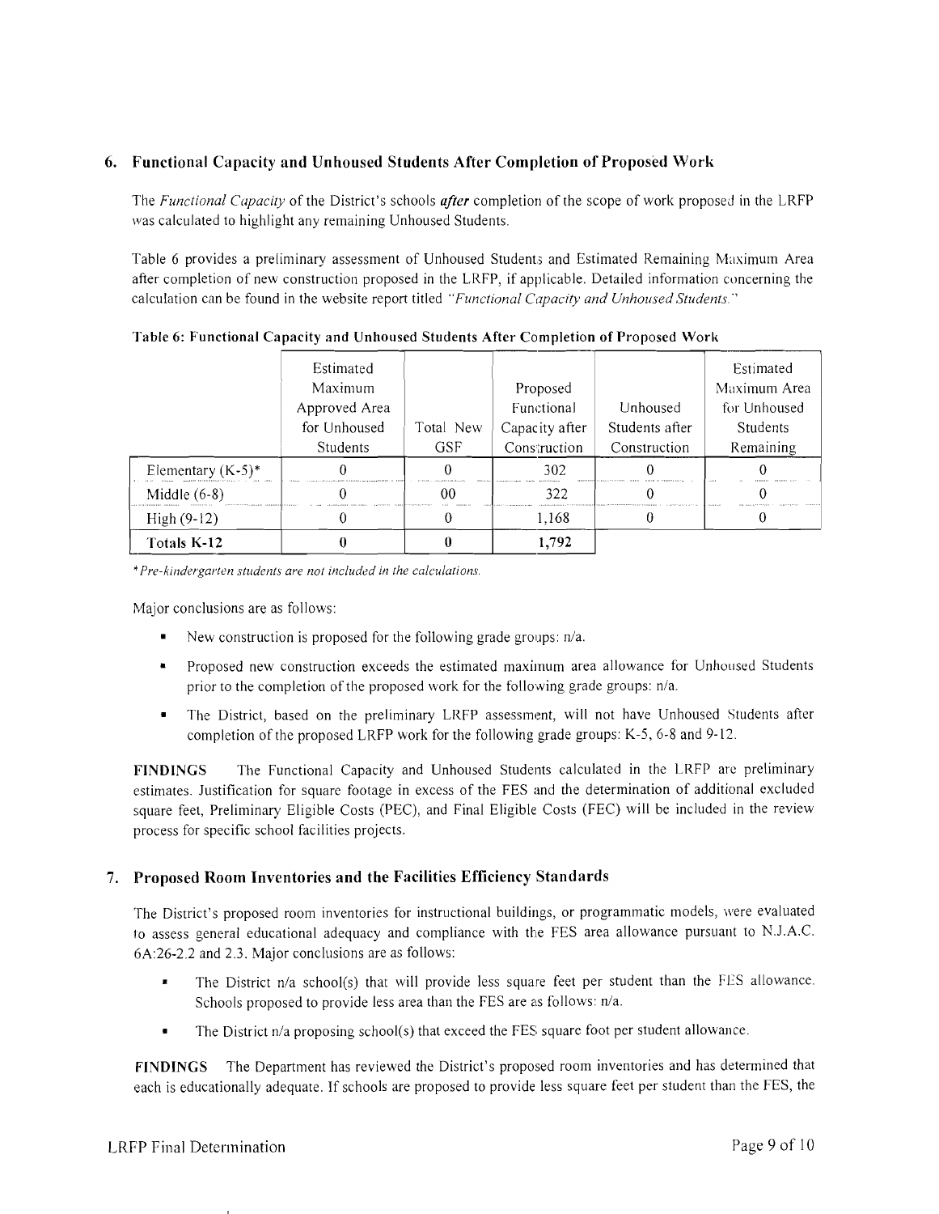## 6. Functional Capacity and Unhoused Students After Completion of Proposed Work

The *Functional Capacity* of the District's schools ***after*** completion of the scope of work proposed in the LRFP was calculated to highlight any remaining Unhoused Students.

Table 6 provides a preliminary assessment of Unhoused Students and Estimated Remaining Maximum Area after completion of new construction proposed in the LRFP, if applicable. Detailed information concerning the calculation can be found in the website report titled *"Functional Capacity and Unhoused Students."*

**Table 6: Functional Capacity and Unhoused Students After Completion of Proposed Work**

| | Estimated Maximum Approved Area for Unhoused Students | Total New GSF | Proposed Functional Capacity after Construction | Unhoused Students after Construction | Estimated Maximum Area for Unhoused Students Remaining |
|---|---|---|---|---|---|
| Elementary (K-5)* | 0 | 0 | 302 | 0 | 0 |
| Middle (6-8) | 0 | 00 | 322 | 0 | 0 |
| High (9-12) | 0 | 0 | 1,168 | 0 | 0 |
| **Totals K-12** | **0** | **0** | **1,792** | | |

*\*Pre-kindergarten students are not included in the calculations.*

Major conclusions are as follows:

- New construction is proposed for the following grade groups: n/a.
- Proposed new construction exceeds the estimated maximum area allowance for Unhoused Students prior to the completion of the proposed work for the following grade groups: n/a.
- The District, based on the preliminary LRFP assessment, will not have Unhoused Students after completion of the proposed LRFP work for the following grade groups: K-5, 6-8 and 9-12.

**FINDINGS** The Functional Capacity and Unhoused Students calculated in the LRFP are preliminary estimates. Justification for square footage in excess of the FES and the determination of additional excluded square feet, Preliminary Eligible Costs (PEC), and Final Eligible Costs (FEC) will be included in the review process for specific school facilities projects.

## 7. Proposed Room Inventories and the Facilities Efficiency Standards

The District's proposed room inventories for instructional buildings, or programmatic models, were evaluated to assess general educational adequacy and compliance with the FES area allowance pursuant to N.J.A.C. 6A:26-2.2 and 2.3. Major conclusions are as follows:

- The District n/a school(s) that will provide less square feet per student than the FES allowance. Schools proposed to provide less area than the FES are as follows: n/a.
- The District n/a proposing school(s) that exceed the FES square foot per student allowance.

**FINDINGS** The Department has reviewed the District's proposed room inventories and has determined that each is educationally adequate. If schools are proposed to provide less square feet per student than the FES, the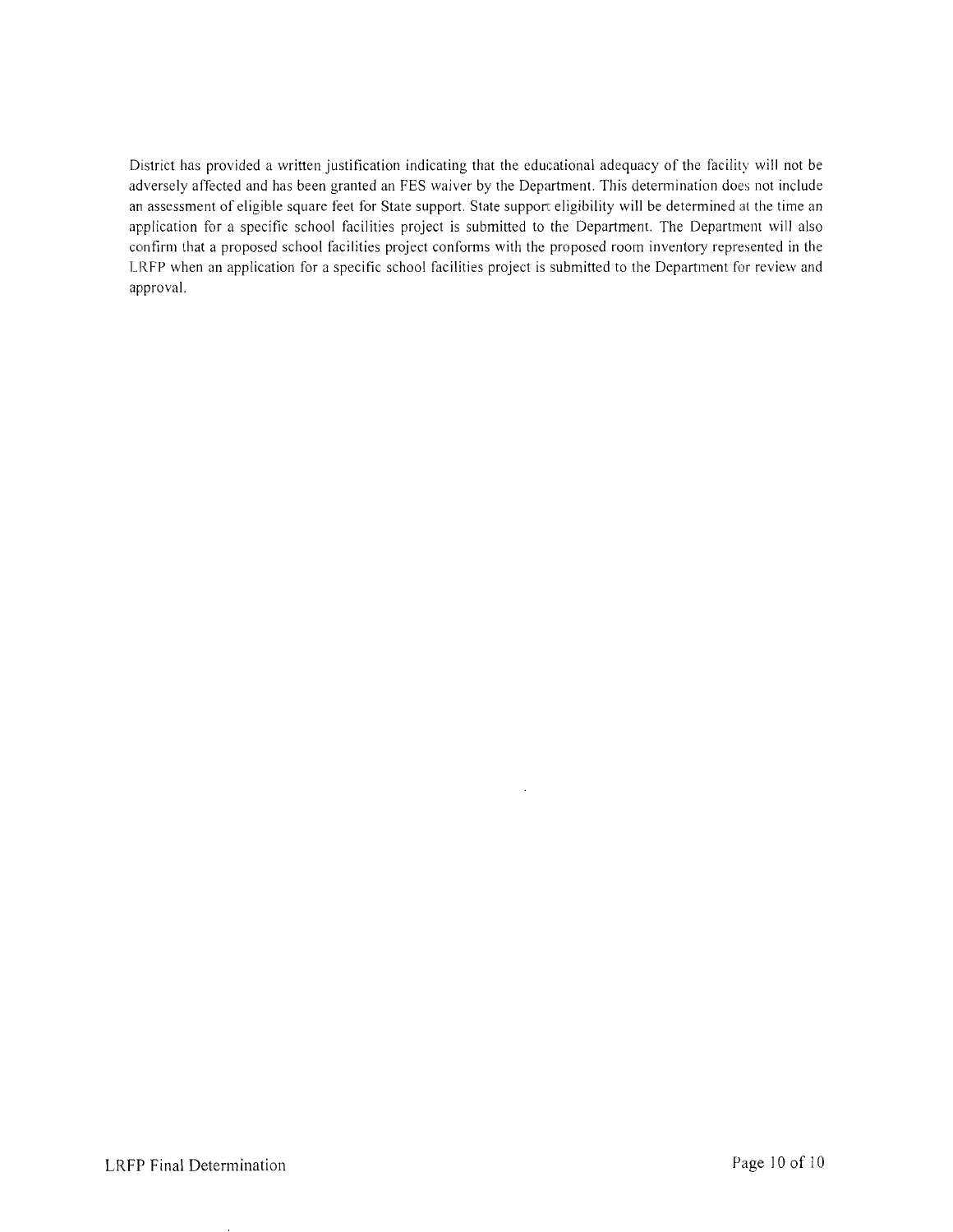District has provided a written justification indicating that the educational adequacy of the facility will not be adversely affected and has been granted an FES waiver by the Department. This determination does not include an assessment of eligible square feet for State support. State support eligibility will be determined at the time an application for a specific school facilities project is submitted to the Department. The Department will also confirm that a proposed school facilities project conforms with the proposed room inventory represented in the LRFP when an application for a specific school facilities project is submitted to the Department for review and approval.